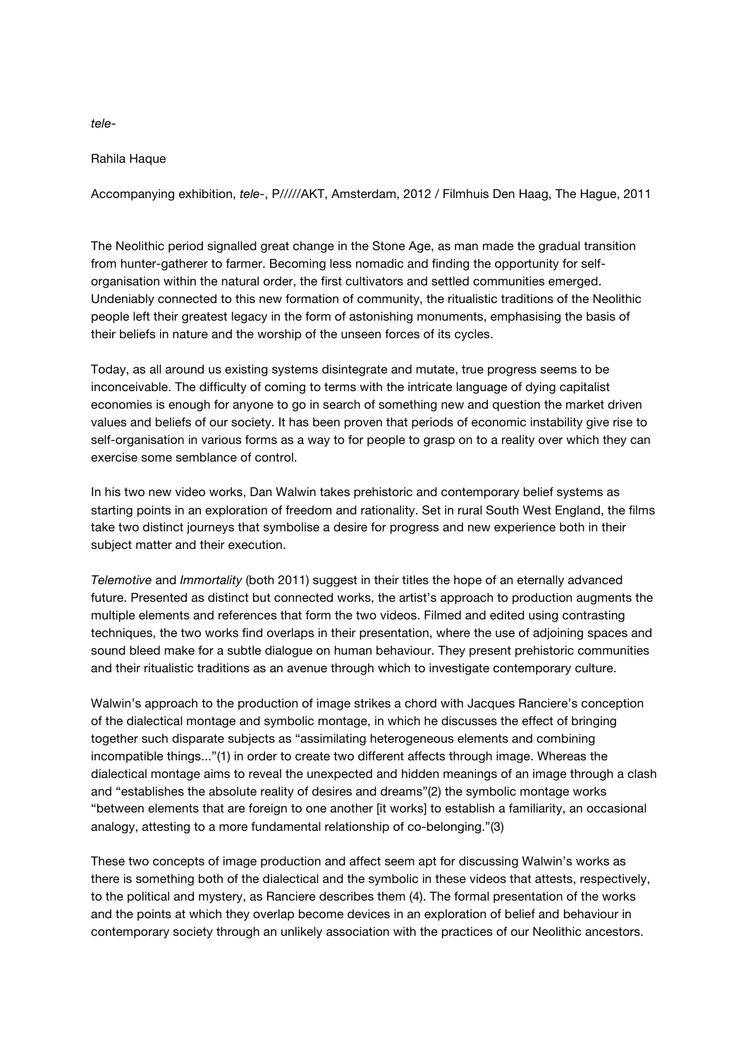*tele-*

Rahila Haque

Accompanying exhibition, *tele-*, P/////AKT, Amsterdam, 2012 / Filmhuis Den Haag, The Hague, 2011

The Neolithic period signalled great change in the Stone Age, as man made the gradual transition from hunter-gatherer to farmer. Becoming less nomadic and finding the opportunity for self-organisation within the natural order, the first cultivators and settled communities emerged. Undeniably connected to this new formation of community, the ritualistic traditions of the Neolithic people left their greatest legacy in the form of astonishing monuments, emphasising the basis of their beliefs in nature and the worship of the unseen forces of its cycles.

Today, as all around us existing systems disintegrate and mutate, true progress seems to be inconceivable. The difficulty of coming to terms with the intricate language of dying capitalist economies is enough for anyone to go in search of something new and question the market driven values and beliefs of our society. It has been proven that periods of economic instability give rise to self-organisation in various forms as a way to for people to grasp on to a reality over which they can exercise some semblance of control.

In his two new video works, Dan Walwin takes prehistoric and contemporary belief systems as starting points in an exploration of freedom and rationality. Set in rural South West England, the films take two distinct journeys that symbolise a desire for progress and new experience both in their subject matter and their execution.

*Telemotive* and *Immortality* (both 2011) suggest in their titles the hope of an eternally advanced future. Presented as distinct but connected works, the artist's approach to production augments the multiple elements and references that form the two videos. Filmed and edited using contrasting techniques, the two works find overlaps in their presentation, where the use of adjoining spaces and sound bleed make for a subtle dialogue on human behaviour. They present prehistoric communities and their ritualistic traditions as an avenue through which to investigate contemporary culture.

Walwin's approach to the production of image strikes a chord with Jacques Ranciere's conception of the dialectical montage and symbolic montage, in which he discusses the effect of bringing together such disparate subjects as "assimilating heterogeneous elements and combining incompatible things..."(1) in order to create two different affects through image. Whereas the dialectical montage aims to reveal the unexpected and hidden meanings of an image through a clash and "establishes the absolute reality of desires and dreams"(2) the symbolic montage works "between elements that are foreign to one another [it works] to establish a familiarity, an occasional analogy, attesting to a more fundamental relationship of co-belonging."(3)

These two concepts of image production and affect seem apt for discussing Walwin's works as there is something both of the dialectical and the symbolic in these videos that attests, respectively, to the political and mystery, as Ranciere describes them (4). The formal presentation of the works and the points at which they overlap become devices in an exploration of belief and behaviour in contemporary society through an unlikely association with the practices of our Neolithic ancestors.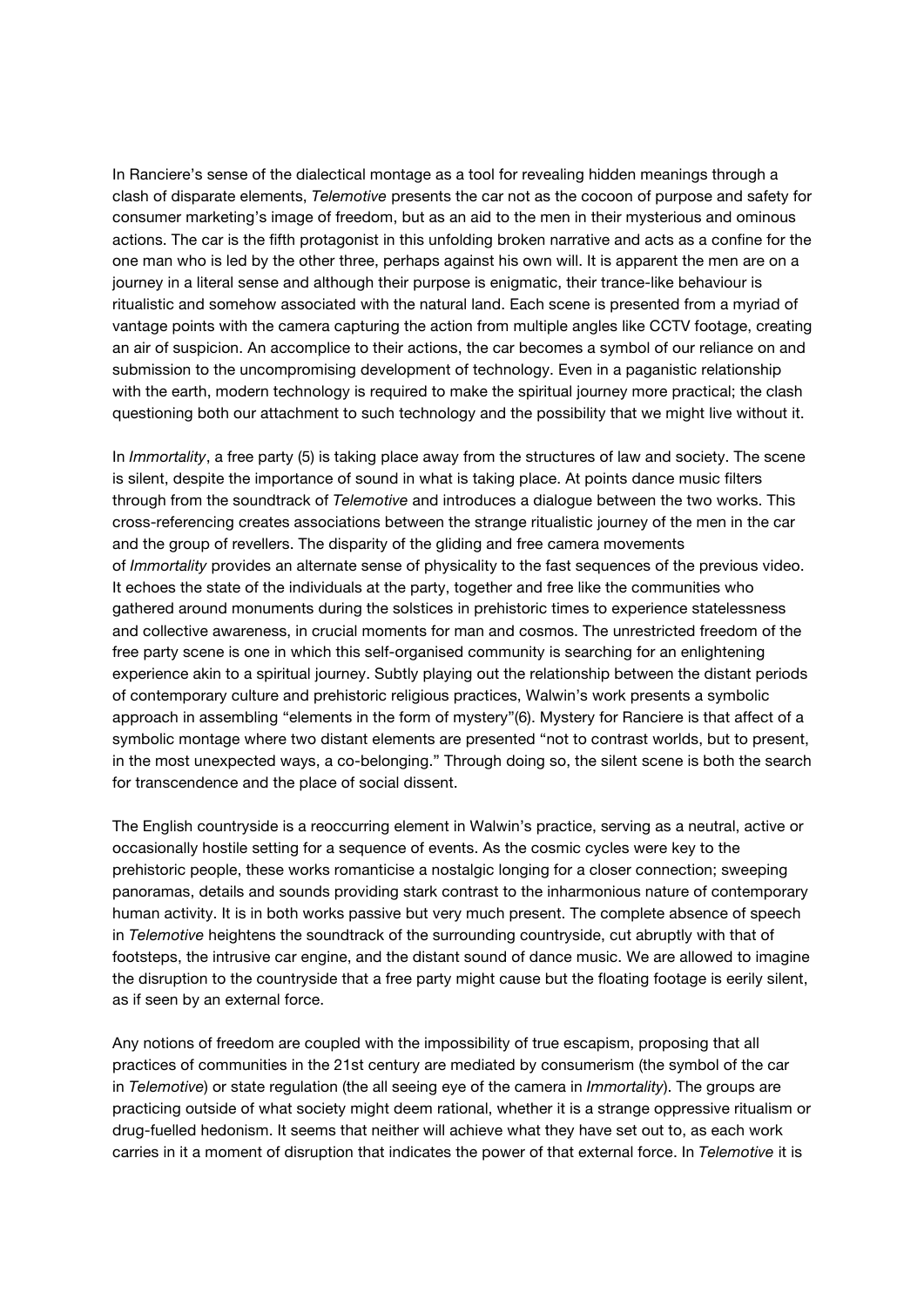In Ranciere's sense of the dialectical montage as a tool for revealing hidden meanings through a clash of disparate elements, *Telemotive* presents the car not as the cocoon of purpose and safety for consumer marketing's image of freedom, but as an aid to the men in their mysterious and ominous actions. The car is the fifth protagonist in this unfolding broken narrative and acts as a confine for the one man who is led by the other three, perhaps against his own will. It is apparent the men are on a journey in a literal sense and although their purpose is enigmatic, their trance-like behaviour is ritualistic and somehow associated with the natural land. Each scene is presented from a myriad of vantage points with the camera capturing the action from multiple angles like CCTV footage, creating an air of suspicion. An accomplice to their actions, the car becomes a symbol of our reliance on and submission to the uncompromising development of technology. Even in a paganistic relationship with the earth, modern technology is required to make the spiritual journey more practical; the clash questioning both our attachment to such technology and the possibility that we might live without it.

In *Immortality*, a free party (5) is taking place away from the structures of law and society. The scene is silent, despite the importance of sound in what is taking place. At points dance music filters through from the soundtrack of *Telemotive* and introduces a dialogue between the two works. This cross-referencing creates associations between the strange ritualistic journey of the men in the car and the group of revellers. The disparity of the gliding and free camera movements of *Immortality* provides an alternate sense of physicality to the fast sequences of the previous video. It echoes the state of the individuals at the party, together and free like the communities who gathered around monuments during the solstices in prehistoric times to experience statelessness and collective awareness, in crucial moments for man and cosmos. The unrestricted freedom of the free party scene is one in which this self-organised community is searching for an enlightening experience akin to a spiritual journey. Subtly playing out the relationship between the distant periods of contemporary culture and prehistoric religious practices, Walwin's work presents a symbolic approach in assembling "elements in the form of mystery"(6). Mystery for Ranciere is that affect of a symbolic montage where two distant elements are presented "not to contrast worlds, but to present, in the most unexpected ways, a co-belonging." Through doing so, the silent scene is both the search for transcendence and the place of social dissent.

The English countryside is a reoccurring element in Walwin's practice, serving as a neutral, active or occasionally hostile setting for a sequence of events. As the cosmic cycles were key to the prehistoric people, these works romanticise a nostalgic longing for a closer connection; sweeping panoramas, details and sounds providing stark contrast to the inharmonious nature of contemporary human activity. It is in both works passive but very much present. The complete absence of speech in *Telemotive* heightens the soundtrack of the surrounding countryside, cut abruptly with that of footsteps, the intrusive car engine, and the distant sound of dance music. We are allowed to imagine the disruption to the countryside that a free party might cause but the floating footage is eerily silent, as if seen by an external force.

Any notions of freedom are coupled with the impossibility of true escapism, proposing that all practices of communities in the 21st century are mediated by consumerism (the symbol of the car in *Telemotive*) or state regulation (the all seeing eye of the camera in *Immortality*). The groups are practicing outside of what society might deem rational, whether it is a strange oppressive ritualism or drug-fuelled hedonism. It seems that neither will achieve what they have set out to, as each work carries in it a moment of disruption that indicates the power of that external force. In *Telemotive* it is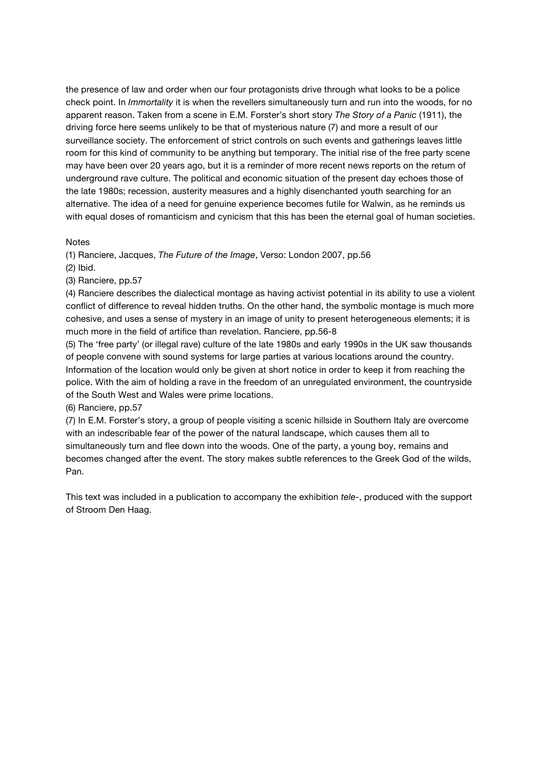the presence of law and order when our four protagonists drive through what looks to be a police check point. In *Immortality* it is when the revellers simultaneously turn and run into the woods, for no apparent reason. Taken from a scene in E.M. Forster's short story *The Story of a Panic* (1911), the driving force here seems unlikely to be that of mysterious nature (7) and more a result of our surveillance society. The enforcement of strict controls on such events and gatherings leaves little room for this kind of community to be anything but temporary. The initial rise of the free party scene may have been over 20 years ago, but it is a reminder of more recent news reports on the return of underground rave culture. The political and economic situation of the present day echoes those of the late 1980s; recession, austerity measures and a highly disenchanted youth searching for an alternative. The idea of a need for genuine experience becomes futile for Walwin, as he reminds us with equal doses of romanticism and cynicism that this has been the eternal goal of human societies.

Notes

(1) Ranciere, Jacques, *The Future of the Image*, Verso: London 2007, pp.56

(2) Ibid.

(3) Ranciere, pp.57

(4) Ranciere describes the dialectical montage as having activist potential in its ability to use a violent conflict of difference to reveal hidden truths. On the other hand, the symbolic montage is much more cohesive, and uses a sense of mystery in an image of unity to present heterogeneous elements; it is much more in the field of artifice than revelation. Ranciere, pp.56-8

(5) The 'free party' (or illegal rave) culture of the late 1980s and early 1990s in the UK saw thousands of people convene with sound systems for large parties at various locations around the country. Information of the location would only be given at short notice in order to keep it from reaching the police. With the aim of holding a rave in the freedom of an unregulated environment, the countryside of the South West and Wales were prime locations.

(6) Ranciere, pp.57

(7) In E.M. Forster's story, a group of people visiting a scenic hillside in Southern Italy are overcome with an indescribable fear of the power of the natural landscape, which causes them all to simultaneously turn and flee down into the woods. One of the party, a young boy, remains and becomes changed after the event. The story makes subtle references to the Greek God of the wilds, Pan.

This text was included in a publication to accompany the exhibition *tele-*, produced with the support of Stroom Den Haag.